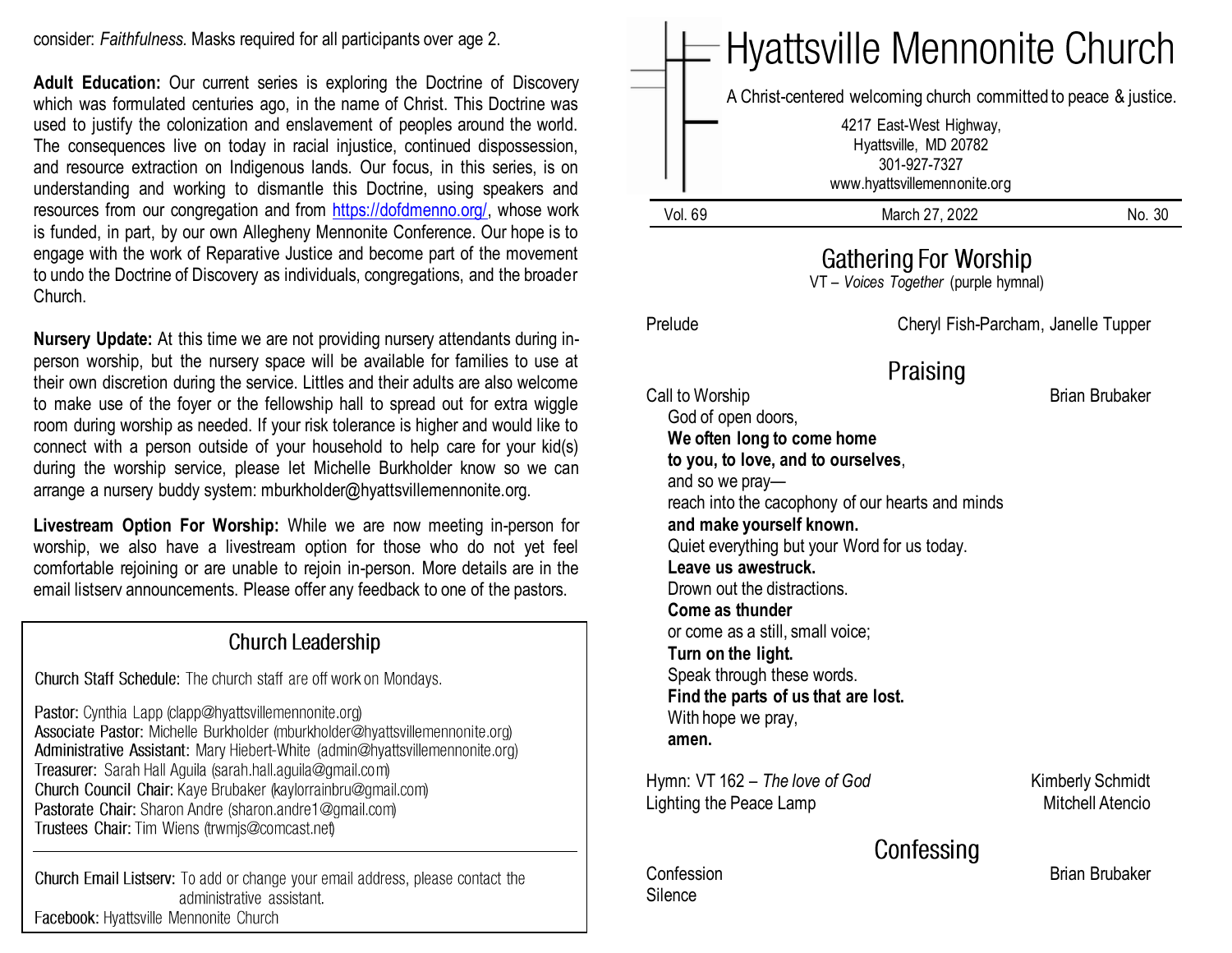consider: *Faithfulness.* Masks required for all participants over age 2.

**Adult Education:** Our current series is exploring the Doctrine of Discovery which was formulated centuries ago, in the name of Christ. This Doctrine was used to justify the colonization and enslavement of peoples around the world. The consequences live on today in racial injustice, continued dispossession, and resource extraction on Indigenous lands. Our focus, in this series, is on understanding and working to dismantle this Doctrine, using speakers and resources from our congregation and from https://dofdmenno.org/, whose work is funded, in part, by our own Allegheny Mennonite Conference. Our hope is to engage with the work of Reparative Justice and become part of the movement to undo the Doctrine of Discovery as individuals, congregations, and the broader Church.

**Nursery Update:** At this time we are not providing nursery attendants during in-person worship, but the nursery space will be available for families to use at their own discretion during the service. Littles and their adults are also welcome to make use of the foyer or the fellowship hall to spread out for extra wiggle room during worship as needed. If your risk tolerance is higher and would like to connect with a person outside of your household to help care for your kid(s) during the worship service, please let Michelle Burkholder know so we can arrange a nursery buddy system: mburkholder@hyattsvillemennonite.org.

**Livestream Option For Worship:** While we are now meeting in-person for worship, we also have a livestream option for those who do not yet feel comfortable rejoining or are unable to rejoin in-person. More details are in the email listserv announcements. Please offer any feedback to one of the pastors.

## Church Leadership

Church Staff Schedule: The church staff are off work on Mondays.

Pastor: Cynthia Lapp (clapp@hyattsvillemennonite.org)
Associate Pastor: Michelle Burkholder (mburkholder@hyattsvillemennonite.org)
Administrative Assistant: Mary Hiebert-White (admin@hyattsvillemennonite.org)
Treasurer: Sarah Hall Aguila (sarah.hall.aguila@gmail.com)
Church Council Chair: Kaye Brubaker (kaylorrainbru@gmail.com)
Pastorate Chair: Sharon Andre (sharon.andre1@gmail.com)
Trustees Chair: Tim Wiens (trwmjs@comcast.net)

Church Email Listserv: To add or change your email address, please contact the administrative assistant.
Facebook: Hyattsville Mennonite Church

# Hyattsville Mennonite Church

A Christ-centered welcoming church committed to peace & justice.

4217 East-West Highway,
Hyattsville, MD 20782
301-927-7327
www.hyattsvillemennonite.org

Vol. 69 | March 27, 2022 | No. 30

## Gathering For Worship

VT – *Voices Together* (purple hymnal)

Prelude — Cheryl Fish-Parcham, Janelle Tupper

## Praising

Call to Worship — Brian Brubaker

God of open doors,
**We often long to come home**
**to you, to love, and to ourselves**,
and so we pray—
reach into the cacophony of our hearts and minds
**and make yourself known.**
Quiet everything but your Word for us today.
**Leave us awestruck.**
Drown out the distractions.
**Come as thunder**
or come as a still, small voice;
**Turn on the light.**
Speak through these words.
**Find the parts of us that are lost.**
With hope we pray,
**amen.**

Hymn: VT 162 – *The love of God* — Kimberly Schmidt
Lighting the Peace Lamp — Mitchell Atencio

## Confessing

Confession — Brian Brubaker
Silence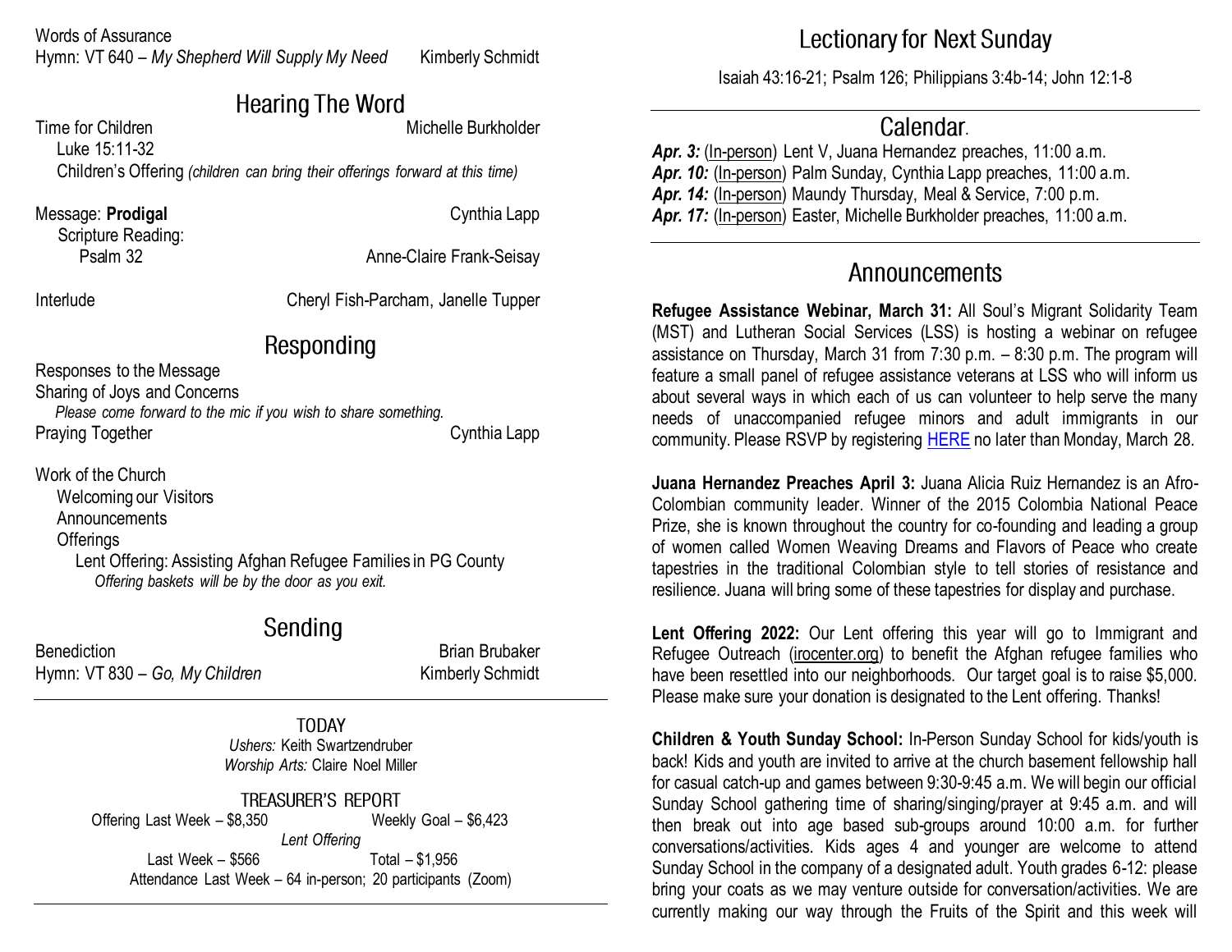Words of Assurance

Hymn: VT 640 – *My Shepherd Will Supply My Need* — Kimberly Schmidt

## Hearing The Word

Time for Children — Michelle Burkholder

Luke 15:11-32

Children's Offering *(children can bring their offerings forward at this time)*

Message: **Prodigal** — Cynthia Lapp

Scripture Reading:

Psalm 32 — Anne-Claire Frank-Seisay

Interlude — Cheryl Fish-Parcham, Janelle Tupper

## Responding

Responses to the Message

Sharing of Joys and Concerns

*Please come forward to the mic if you wish to share something.*

Praying Together — Cynthia Lapp

Work of the Church

Welcoming our Visitors

Announcements

Offerings

Lent Offering: Assisting Afghan Refugee Families in PG County

*Offering baskets will be by the door as you exit.*

## Sending

Benediction — Brian Brubaker

Hymn: VT 830 – *Go, My Children* — Kimberly Schmidt

### TODAY

*Ushers:* Keith Swartzendruber

*Worship Arts:* Claire Noel Miller

### TREASURER'S REPORT

Offering Last Week – $8,350 — Weekly Goal – $6,423

*Lent Offering*

Last Week – $566 — Total – $1,956

Attendance Last Week – 64 in-person; 20 participants (Zoom)

## Lectionary for Next Sunday

Isaiah 43:16-21; Psalm 126; Philippians 3:4b-14; John 12:1-8

## Calendar.

***Apr. 3:*** (In-person) Lent V, Juana Hernandez preaches, 11:00 a.m.

***Apr. 10:*** (In-person) Palm Sunday, Cynthia Lapp preaches, 11:00 a.m.

***Apr. 14:*** (In-person) Maundy Thursday, Meal & Service, 7:00 p.m.

***Apr. 17:*** (In-person) Easter, Michelle Burkholder preaches, 11:00 a.m.

## Announcements

**Refugee Assistance Webinar, March 31:** All Soul's Migrant Solidarity Team (MST) and Lutheran Social Services (LSS) is hosting a webinar on refugee assistance on Thursday, March 31 from 7:30 p.m. – 8:30 p.m. The program will feature a small panel of refugee assistance veterans at LSS who will inform us about several ways in which each of us can volunteer to help serve the many needs of unaccompanied refugee minors and adult immigrants in our community. Please RSVP by registering HERE no later than Monday, March 28.

**Juana Hernandez Preaches April 3:** Juana Alicia Ruiz Hernandez is an Afro-Colombian community leader. Winner of the 2015 Colombia National Peace Prize, she is known throughout the country for co-founding and leading a group of women called Women Weaving Dreams and Flavors of Peace who create tapestries in the traditional Colombian style to tell stories of resistance and resilience. Juana will bring some of these tapestries for display and purchase.

**Lent Offering 2022:** Our Lent offering this year will go to Immigrant and Refugee Outreach (irocenter.org) to benefit the Afghan refugee families who have been resettled into our neighborhoods. Our target goal is to raise $5,000. Please make sure your donation is designated to the Lent offering. Thanks!

**Children & Youth Sunday School:** In-Person Sunday School for kids/youth is back! Kids and youth are invited to arrive at the church basement fellowship hall for casual catch-up and games between 9:30-9:45 a.m. We will begin our official Sunday School gathering time of sharing/singing/prayer at 9:45 a.m. and will then break out into age based sub-groups around 10:00 a.m. for further conversations/activities. Kids ages 4 and younger are welcome to attend Sunday School in the company of a designated adult. Youth grades 6-12: please bring your coats as we may venture outside for conversation/activities. We are currently making our way through the Fruits of the Spirit and this week will